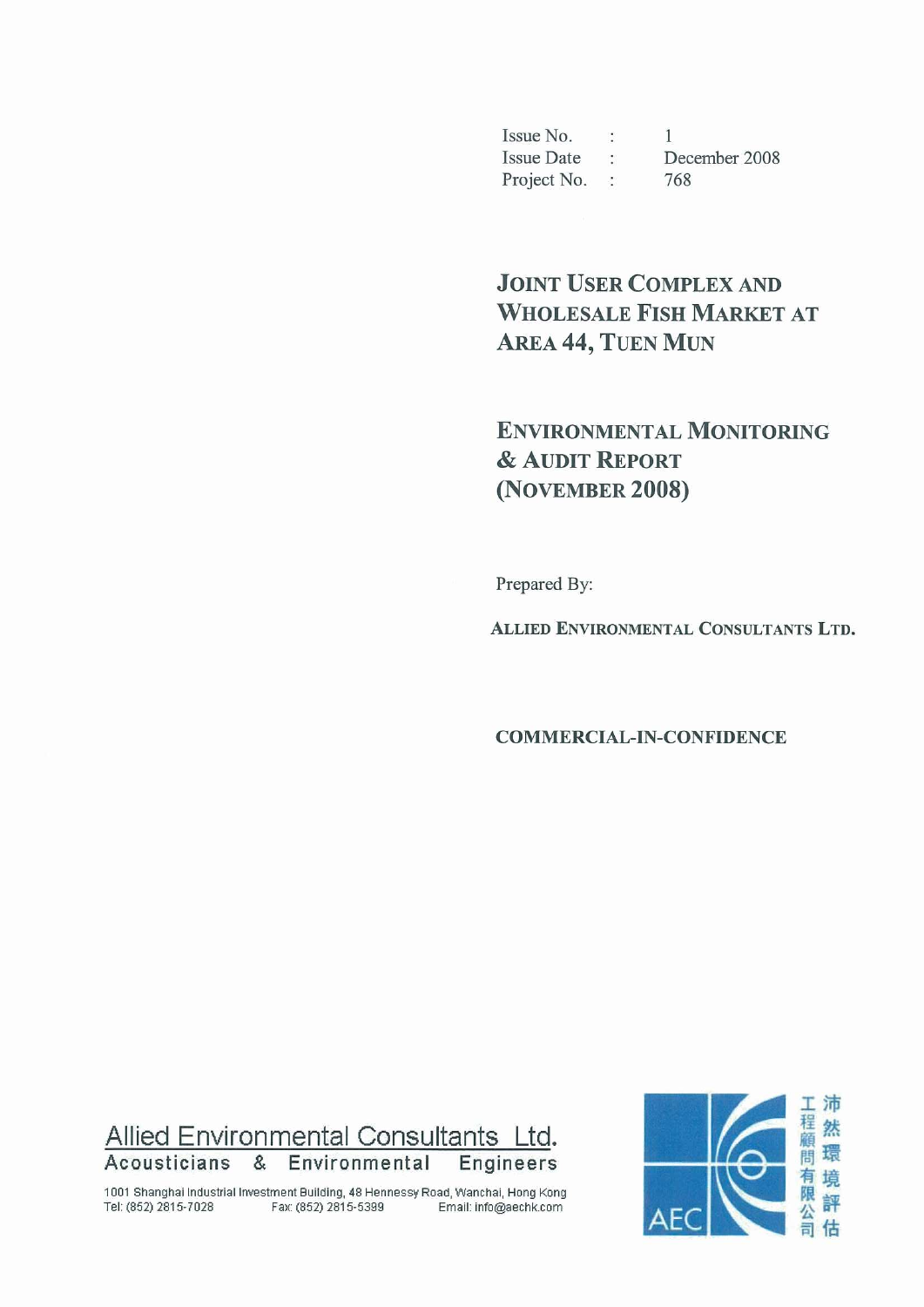| Issue No. | : | 1 |
| --- | --- | --- |
| Issue Date | : | December 2008 |
| Project No. | : | 768 |

# JOINT USER COMPLEX AND WHOLESALE FISH MARKET AT AREA 44, TUEN MUN

# ENVIRONMENTAL MONITORING & AUDIT REPORT (NOVEMBER 2008)

Prepared By:

**ALLIED ENVIRONMENTAL CONSULTANTS LTD.**

**COMMERCIAL-IN-CONFIDENCE**

Allied Environmental Consultants Ltd.
Acousticians & Environmental Engineers

1001 Shanghai Industrial Investment Building, 48 Hennessy Road, Wanchai, Hong Kong
Tel: (852) 2815-7028 Fax: (852) 2815-5399 Email: info@aechk.com

AEC

沛然環境評估工程顧問有限公司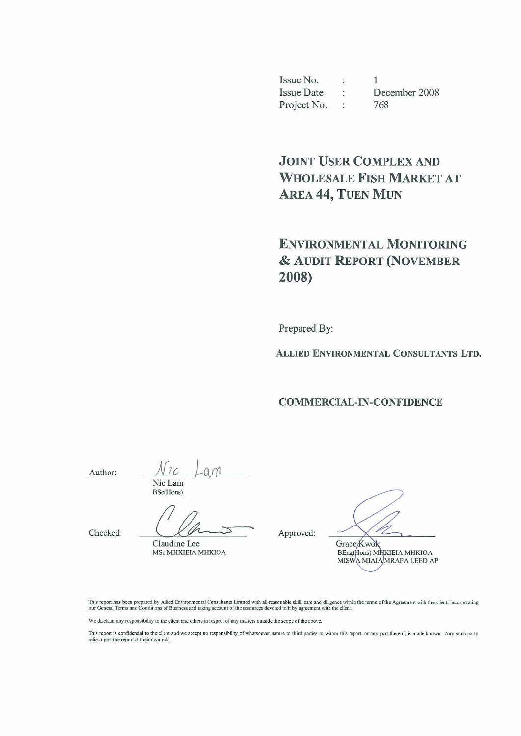| | | |
|---|---|---|
| Issue No. | : | 1 |
| Issue Date | : | December 2008 |
| Project No. | : | 768 |

# JOINT USER COMPLEX AND WHOLESALE FISH MARKET AT AREA 44, TUEN MUN

# ENVIRONMENTAL MONITORING & AUDIT REPORT (NOVEMBER 2008)

Prepared By:

**ALLIED ENVIRONMENTAL CONSULTANTS LTD.**

**COMMERCIAL-IN-CONFIDENCE**

Author: Nic Lam
Nic Lam
BSc(Hons)

Checked:
Claudine Lee
MSc MHKIEIA MHKIOA

Approved:
Grace Kwok
BEng(Hons) MHKIEIA MHKIOA
MISWA MIAIA MRAPA LEED AP

This report has been prepared by Allied Environmental Consultants Limited with all reasonable skill, care and diligence within the terms of the Agreement with the client, incorporating our General Terms and Conditions of Business and taking account of the resources devoted to it by agreement with the client.

We disclaim any responsibility to the client and others in respect of any matters outside the scope of the above.

This report is confidential to the client and we accept no responsibility of whatsoever nature to third parties to whom this report, or any part thereof, is made known. Any such party relies upon the report at their own risk.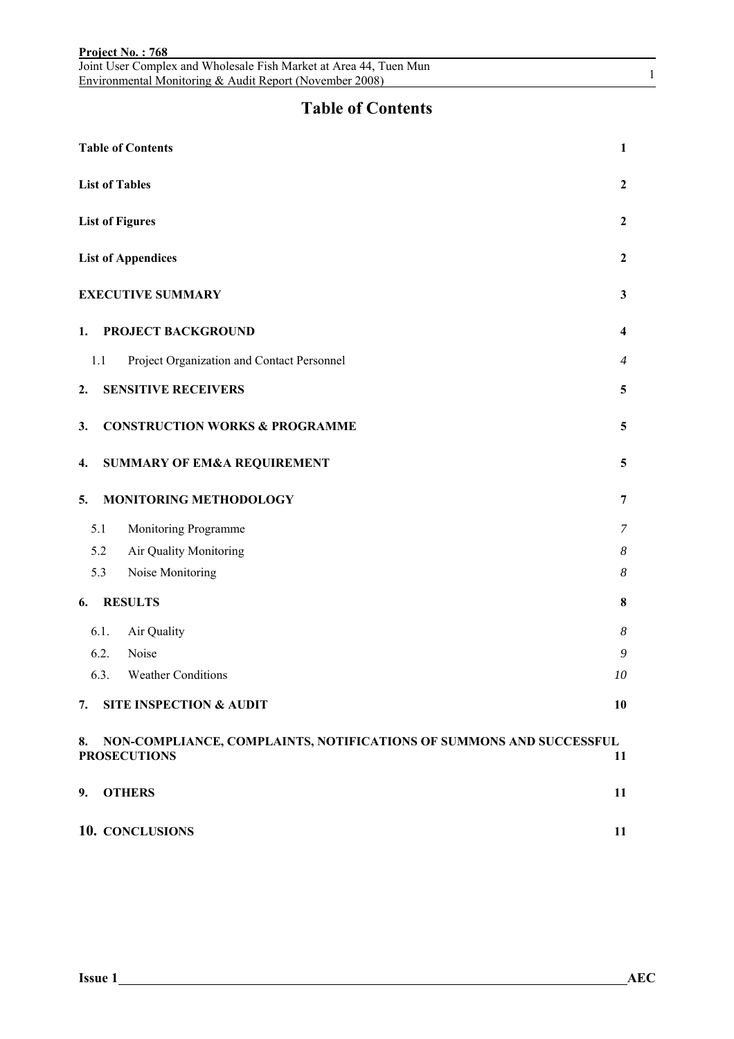# Table of Contents

| | |
|---|---|
| **Table of Contents** | **1** |
| **List of Tables** | **2** |
| **List of Figures** | **2** |
| **List of Appendices** | **2** |
| **EXECUTIVE SUMMARY** | **3** |
| **1. PROJECT BACKGROUND** | **4** |
| 1.1 Project Organization and Contact Personnel | *4* |
| **2. SENSITIVE RECEIVERS** | **5** |
| **3. CONSTRUCTION WORKS & PROGRAMME** | **5** |
| **4. SUMMARY OF EM&A REQUIREMENT** | **5** |
| **5. MONITORING METHODOLOGY** | **7** |
| 5.1 Monitoring Programme | *7* |
| 5.2 Air Quality Monitoring | *8* |
| 5.3 Noise Monitoring | *8* |
| **6. RESULTS** | **8** |
| 6.1. Air Quality | *8* |
| 6.2. Noise | *9* |
| 6.3. Weather Conditions | *10* |
| **7. SITE INSPECTION & AUDIT** | **10** |
| **8. NON-COMPLIANCE, COMPLAINTS, NOTIFICATIONS OF SUMMONS AND SUCCESSFUL PROSECUTIONS** | **11** |
| **9. OTHERS** | **11** |
| **10. CONCLUSIONS** | **11** |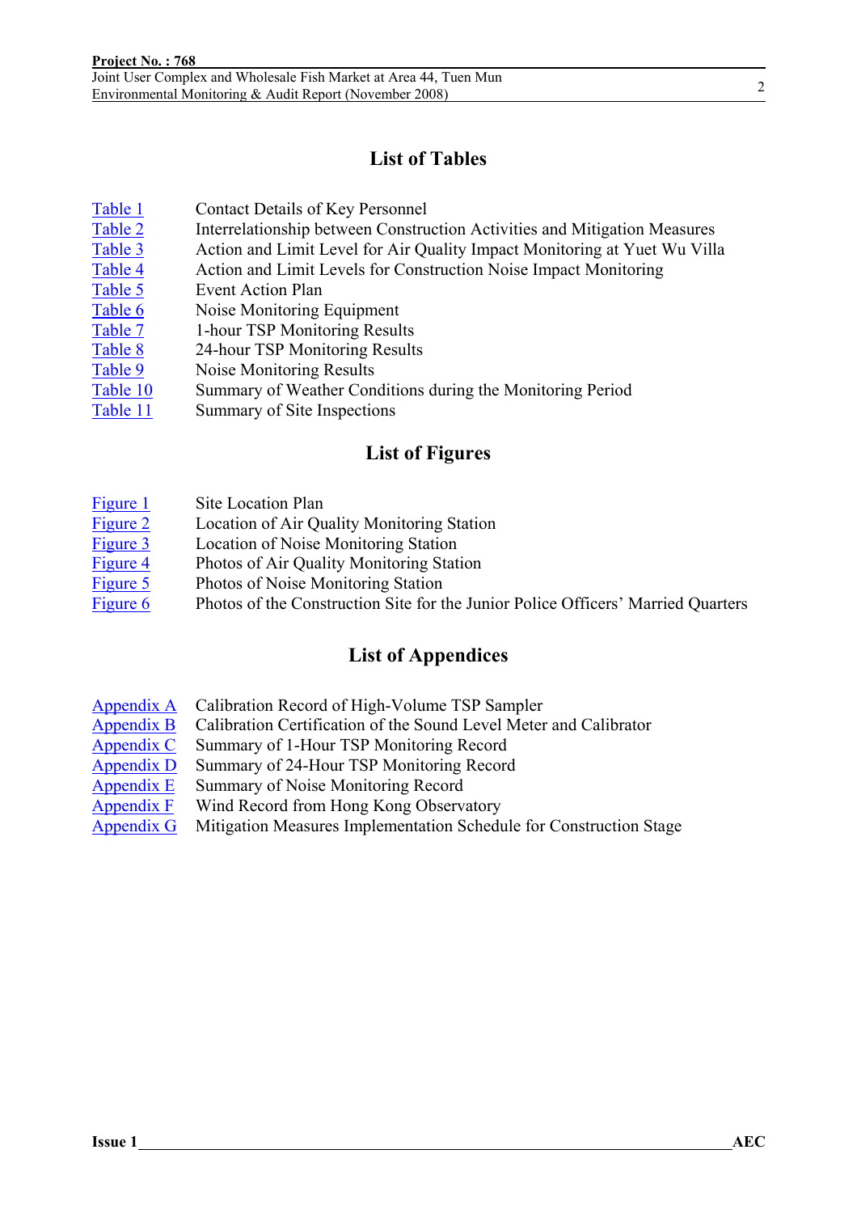## List of Tables

| | |
|---|---|
| Table 1 | Contact Details of Key Personnel |
| Table 2 | Interrelationship between Construction Activities and Mitigation Measures |
| Table 3 | Action and Limit Level for Air Quality Impact Monitoring at Yuet Wu Villa |
| Table 4 | Action and Limit Levels for Construction Noise Impact Monitoring |
| Table 5 | Event Action Plan |
| Table 6 | Noise Monitoring Equipment |
| Table 7 | 1-hour TSP Monitoring Results |
| Table 8 | 24-hour TSP Monitoring Results |
| Table 9 | Noise Monitoring Results |
| Table 10 | Summary of Weather Conditions during the Monitoring Period |
| Table 11 | Summary of Site Inspections |

## List of Figures

| | |
|---|---|
| Figure 1 | Site Location Plan |
| Figure 2 | Location of Air Quality Monitoring Station |
| Figure 3 | Location of Noise Monitoring Station |
| Figure 4 | Photos of Air Quality Monitoring Station |
| Figure 5 | Photos of Noise Monitoring Station |
| Figure 6 | Photos of the Construction Site for the Junior Police Officers' Married Quarters |

## List of Appendices

| | |
|---|---|
| Appendix A | Calibration Record of High-Volume TSP Sampler |
| Appendix B | Calibration Certification of the Sound Level Meter and Calibrator |
| Appendix C | Summary of 1-Hour TSP Monitoring Record |
| Appendix D | Summary of 24-Hour TSP Monitoring Record |
| Appendix E | Summary of Noise Monitoring Record |
| Appendix F | Wind Record from Hong Kong Observatory |
| Appendix G | Mitigation Measures Implementation Schedule for Construction Stage |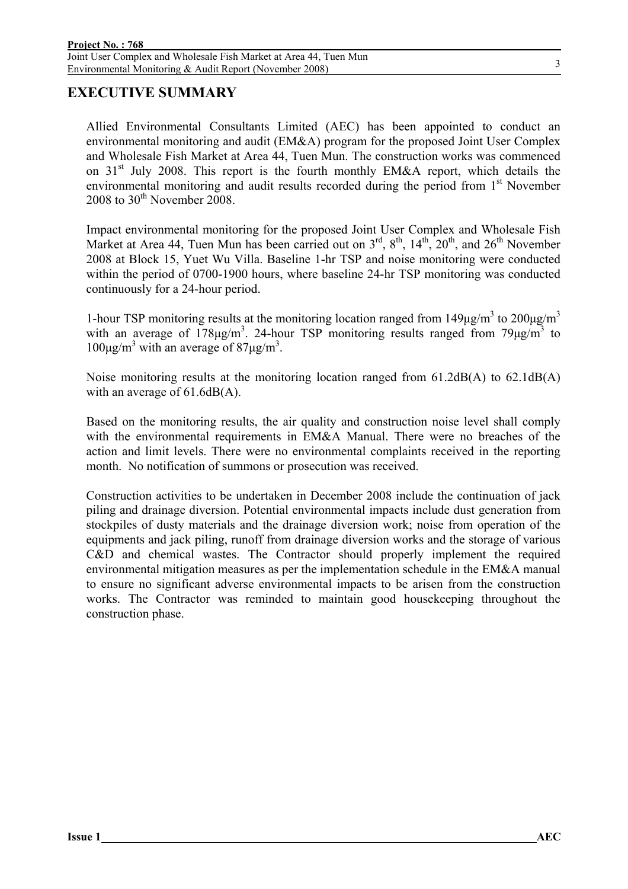# EXECUTIVE SUMMARY

Allied Environmental Consultants Limited (AEC) has been appointed to conduct an environmental monitoring and audit (EM&A) program for the proposed Joint User Complex and Wholesale Fish Market at Area 44, Tuen Mun. The construction works was commenced on 31st July 2008. This report is the fourth monthly EM&A report, which details the environmental monitoring and audit results recorded during the period from 1st November 2008 to 30th November 2008.

Impact environmental monitoring for the proposed Joint User Complex and Wholesale Fish Market at Area 44, Tuen Mun has been carried out on 3rd, 8th, 14th, 20th, and 26th November 2008 at Block 15, Yuet Wu Villa. Baseline 1-hr TSP and noise monitoring were conducted within the period of 0700-1900 hours, where baseline 24-hr TSP monitoring was conducted continuously for a 24-hour period.

1-hour TSP monitoring results at the monitoring location ranged from 149μg/m$^3$ to 200μg/m$^3$ with an average of 178μg/m$^3$. 24-hour TSP monitoring results ranged from 79μg/m$^3$ to 100μg/m$^3$ with an average of 87μg/m$^3$.

Noise monitoring results at the monitoring location ranged from 61.2dB(A) to 62.1dB(A) with an average of 61.6dB(A).

Based on the monitoring results, the air quality and construction noise level shall comply with the environmental requirements in EM&A Manual. There were no breaches of the action and limit levels. There were no environmental complaints received in the reporting month. No notification of summons or prosecution was received.

Construction activities to be undertaken in December 2008 include the continuation of jack piling and drainage diversion. Potential environmental impacts include dust generation from stockpiles of dusty materials and the drainage diversion work; noise from operation of the equipments and jack piling, runoff from drainage diversion works and the storage of various C&D and chemical wastes. The Contractor should properly implement the required environmental mitigation measures as per the implementation schedule in the EM&A manual to ensure no significant adverse environmental impacts to be arisen from the construction works. The Contractor was reminded to maintain good housekeeping throughout the construction phase.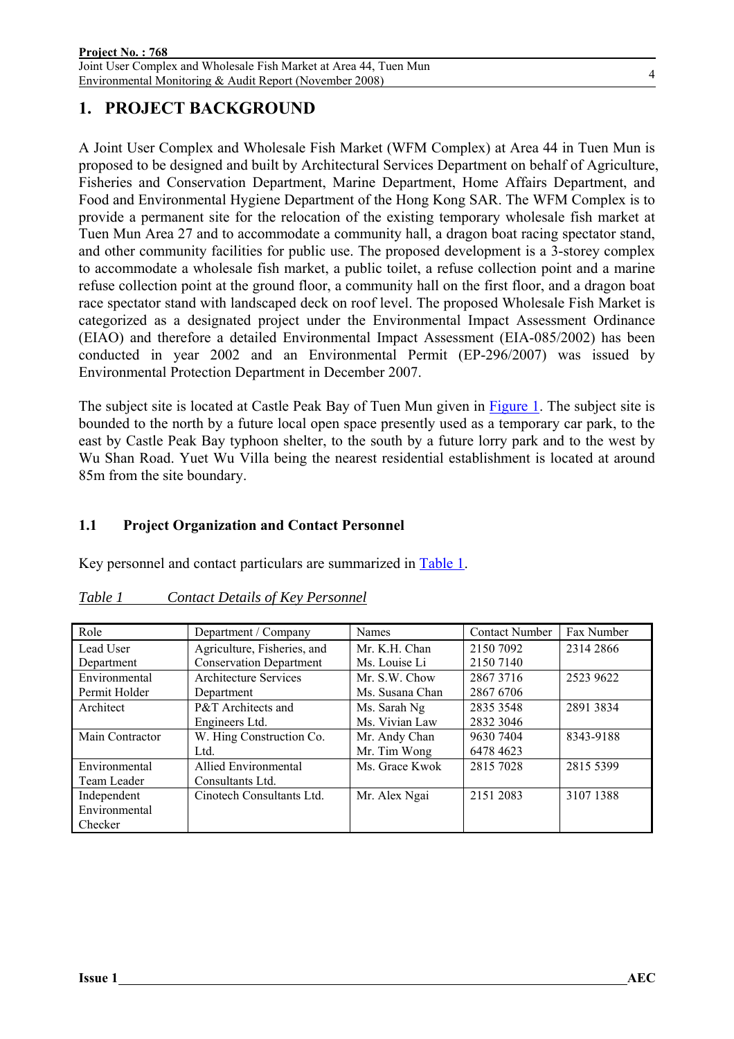# 1. PROJECT BACKGROUND

A Joint User Complex and Wholesale Fish Market (WFM Complex) at Area 44 in Tuen Mun is proposed to be designed and built by Architectural Services Department on behalf of Agriculture, Fisheries and Conservation Department, Marine Department, Home Affairs Department, and Food and Environmental Hygiene Department of the Hong Kong SAR. The WFM Complex is to provide a permanent site for the relocation of the existing temporary wholesale fish market at Tuen Mun Area 27 and to accommodate a community hall, a dragon boat racing spectator stand, and other community facilities for public use. The proposed development is a 3-storey complex to accommodate a wholesale fish market, a public toilet, a refuse collection point and a marine refuse collection point at the ground floor, a community hall on the first floor, and a dragon boat race spectator stand with landscaped deck on roof level. The proposed Wholesale Fish Market is categorized as a designated project under the Environmental Impact Assessment Ordinance (EIAO) and therefore a detailed Environmental Impact Assessment (EIA-085/2002) has been conducted in year 2002 and an Environmental Permit (EP-296/2007) was issued by Environmental Protection Department in December 2007.

The subject site is located at Castle Peak Bay of Tuen Mun given in Figure 1. The subject site is bounded to the north by a future local open space presently used as a temporary car park, to the east by Castle Peak Bay typhoon shelter, to the south by a future lorry park and to the west by Wu Shan Road. Yuet Wu Villa being the nearest residential establishment is located at around 85m from the site boundary.

## 1.1 Project Organization and Contact Personnel

Key personnel and contact particulars are summarized in Table 1.

*Table 1 Contact Details of Key Personnel*

| Role | Department / Company | Names | Contact Number | Fax Number |
|---|---|---|---|---|
| Lead User Department | Agriculture, Fisheries, and Conservation Department | Mr. K.H. Chan<br>Ms. Louise Li | 2150 7092<br>2150 7140 | 2314 2866 |
| Environmental Permit Holder | Architecture Services Department | Mr. S.W. Chow<br>Ms. Susana Chan | 2867 3716<br>2867 6706 | 2523 9622 |
| Architect | P&T Architects and Engineers Ltd. | Ms. Sarah Ng<br>Ms. Vivian Law | 2835 3548<br>2832 3046 | 2891 3834 |
| Main Contractor | W. Hing Construction Co. Ltd. | Mr. Andy Chan<br>Mr. Tim Wong | 9630 7404<br>6478 4623 | 8343-9188 |
| Environmental Team Leader | Allied Environmental Consultants Ltd. | Ms. Grace Kwok | 2815 7028 | 2815 5399 |
| Independent Environmental Checker | Cinotech Consultants Ltd. | Mr. Alex Ngai | 2151 2083 | 3107 1388 |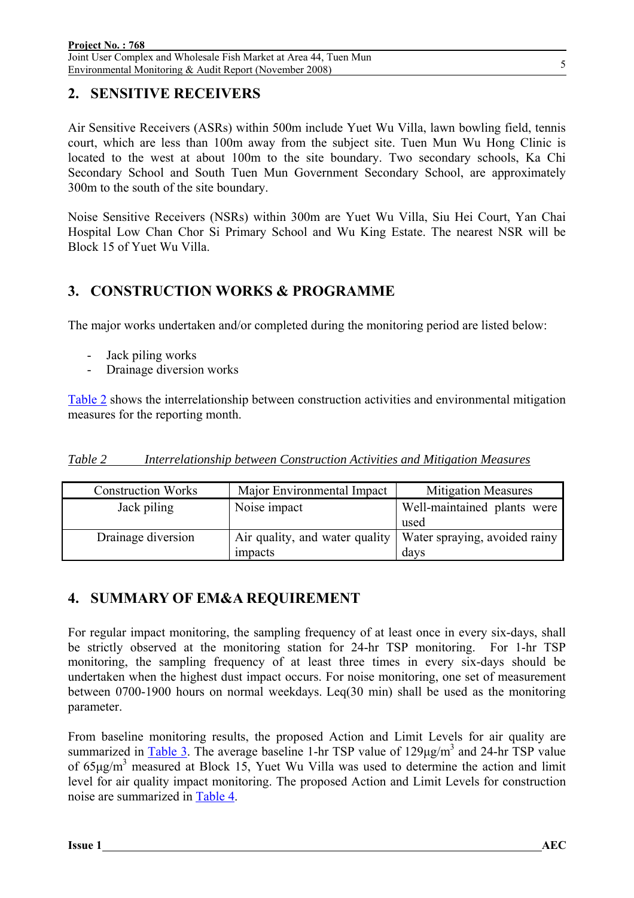## 2. SENSITIVE RECEIVERS

Air Sensitive Receivers (ASRs) within 500m include Yuet Wu Villa, lawn bowling field, tennis court, which are less than 100m away from the subject site. Tuen Mun Wu Hong Clinic is located to the west at about 100m to the site boundary. Two secondary schools, Ka Chi Secondary School and South Tuen Mun Government Secondary School, are approximately 300m to the south of the site boundary.

Noise Sensitive Receivers (NSRs) within 300m are Yuet Wu Villa, Siu Hei Court, Yan Chai Hospital Low Chan Chor Si Primary School and Wu King Estate. The nearest NSR will be Block 15 of Yuet Wu Villa.

## 3. CONSTRUCTION WORKS & PROGRAMME

The major works undertaken and/or completed during the monitoring period are listed below:

- Jack piling works
- Drainage diversion works

Table 2 shows the interrelationship between construction activities and environmental mitigation measures for the reporting month.

*Table 2 Interrelationship between Construction Activities and Mitigation Measures*

| Construction Works | Major Environmental Impact | Mitigation Measures |
| --- | --- | --- |
| Jack piling | Noise impact | Well-maintained plants were used |
| Drainage diversion | Air quality, and water quality impacts | Water spraying, avoided rainy days |

## 4. SUMMARY OF EM&A REQUIREMENT

For regular impact monitoring, the sampling frequency of at least once in every six-days, shall be strictly observed at the monitoring station for 24-hr TSP monitoring. For 1-hr TSP monitoring, the sampling frequency of at least three times in every six-days should be undertaken when the highest dust impact occurs. For noise monitoring, one set of measurement between 0700-1900 hours on normal weekdays. Leq(30 min) shall be used as the monitoring parameter.

From baseline monitoring results, the proposed Action and Limit Levels for air quality are summarized in Table 3. The average baseline 1-hr TSP value of 129μg/m$^3$ and 24-hr TSP value of 65μg/m$^3$ measured at Block 15, Yuet Wu Villa was used to determine the action and limit level for air quality impact monitoring. The proposed Action and Limit Levels for construction noise are summarized in Table 4.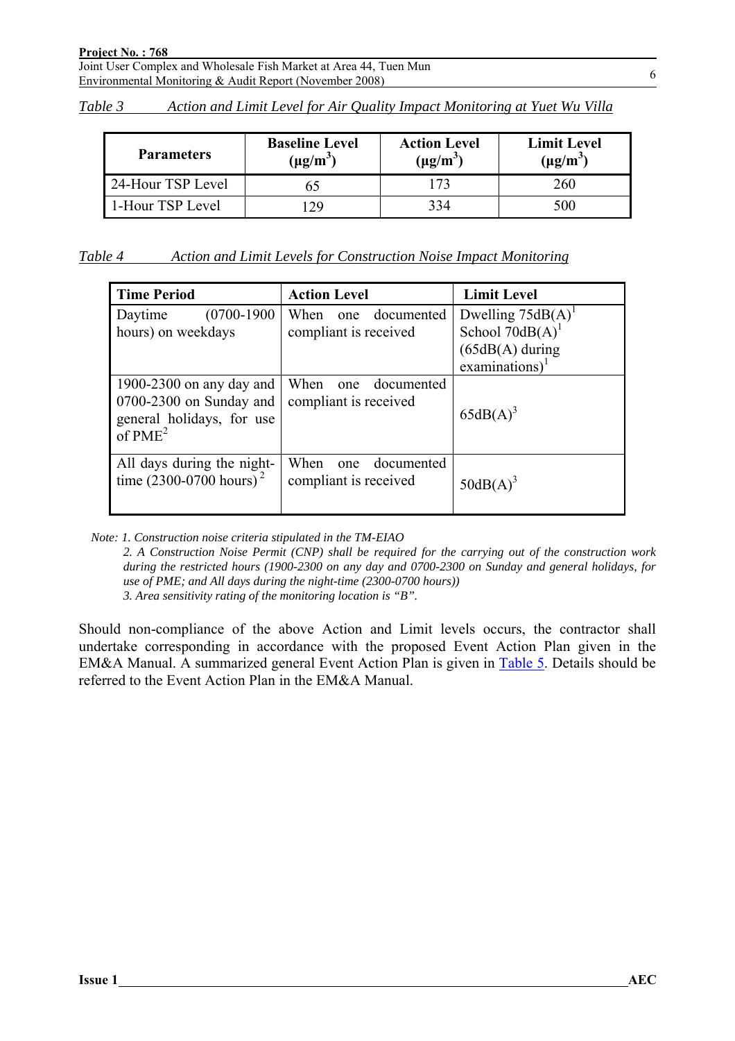*Table 3 Action and Limit Level for Air Quality Impact Monitoring at Yuet Wu Villa*

| Parameters | Baseline Level ($\mu g/m^3$) | Action Level ($\mu g/m^3$) | Limit Level ($\mu g/m^3$) |
|---|---|---|---|
| 24-Hour TSP Level | 65 | 173 | 260 |
| 1-Hour TSP Level | 129 | 334 | 500 |

*Table 4 Action and Limit Levels for Construction Noise Impact Monitoring*

| Time Period | Action Level | Limit Level |
|---|---|---|
| Daytime (0700-1900 hours) on weekdays | When one documented compliant is received | Dwelling 75dB(A)[1] School 70dB(A)[1] (65dB(A) during examinations)[1] |
| 1900-2300 on any day and 0700-2300 on Sunday and general holidays, for use of PME[2] | When one documented compliant is received | 65dB(A)[3] |
| All days during the night-time (2300-0700 hours)[2] | When one documented compliant is received | 50dB(A)[3] |

*Note: 1. Construction noise criteria stipulated in the TM-EIAO*

*2. A Construction Noise Permit (CNP) shall be required for the carrying out of the construction work during the restricted hours (1900-2300 on any day and 0700-2300 on Sunday and general holidays, for use of PME; and All days during the night-time (2300-0700 hours))*

*3. Area sensitivity rating of the monitoring location is "B".*

Should non-compliance of the above Action and Limit levels occurs, the contractor shall undertake corresponding in accordance with the proposed Event Action Plan given in the EM&A Manual. A summarized general Event Action Plan is given in Table 5. Details should be referred to the Event Action Plan in the EM&A Manual.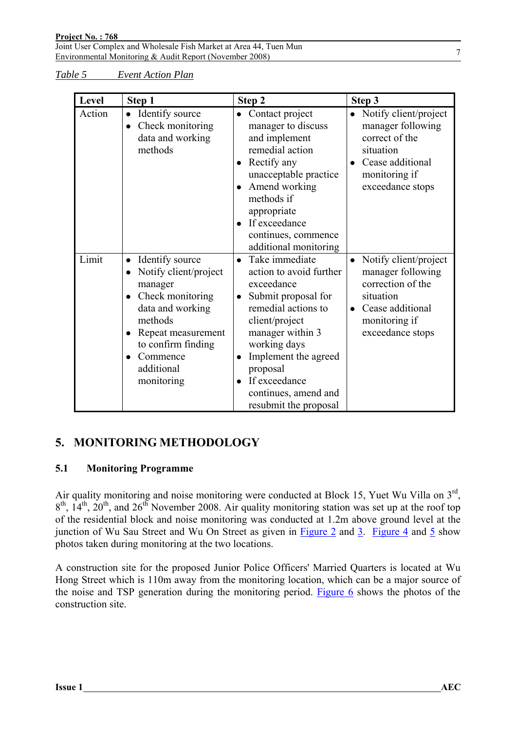*Table 5 Event Action Plan*

| Level | Step 1 | Step 2 | Step 3 |
|---|---|---|---|
| Action | • Identify source<br>• Check monitoring data and working methods | • Contact project manager to discuss and implement remedial action<br>• Rectify any unacceptable practice<br>• Amend working methods if appropriate<br>• If exceedance continues, commence additional monitoring | • Notify client/project manager following correct of the situation<br>• Cease additional monitoring if exceedance stops |
| Limit | • Identify source<br>• Notify client/project manager<br>• Check monitoring data and working methods<br>• Repeat measurement to confirm finding<br>• Commence additional monitoring | • Take immediate action to avoid further exceedance<br>• Submit proposal for remedial actions to client/project manager within 3 working days<br>• Implement the agreed proposal<br>• If exceedance continues, amend and resubmit the proposal | • Notify client/project manager following correction of the situation<br>• Cease additional monitoring if exceedance stops |

## 5. MONITORING METHODOLOGY

### 5.1 Monitoring Programme

Air quality monitoring and noise monitoring were conducted at Block 15, Yuet Wu Villa on 3rd, 8th, 14th, 20th, and 26th November 2008. Air quality monitoring station was set up at the roof top of the residential block and noise monitoring was conducted at 1.2m above ground level at the junction of Wu Sau Street and Wu On Street as given in Figure 2 and 3. Figure 4 and 5 show photos taken during monitoring at the two locations.

A construction site for the proposed Junior Police Officers' Married Quarters is located at Wu Hong Street which is 110m away from the monitoring location, which can be a major source of the noise and TSP generation during the monitoring period. Figure 6 shows the photos of the construction site.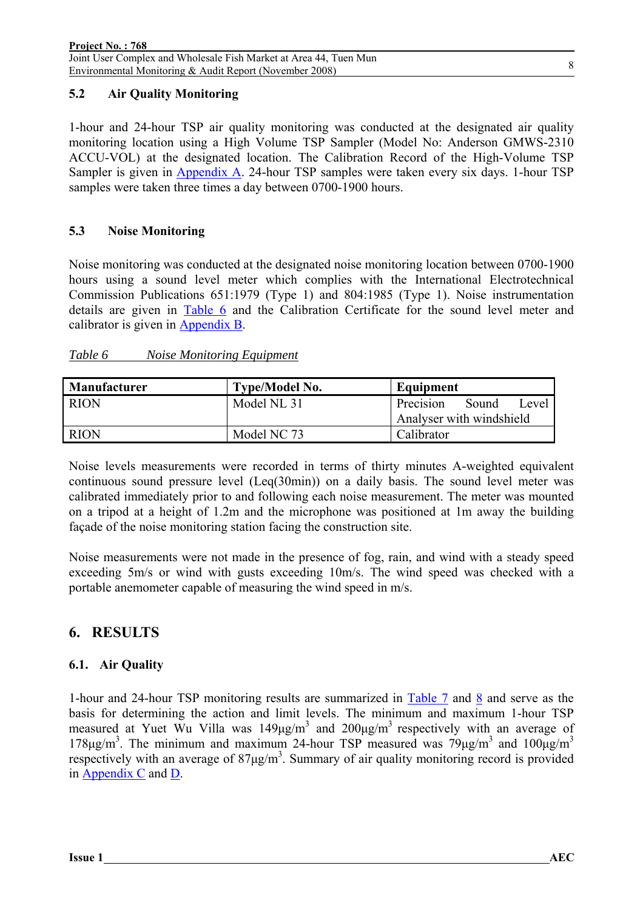## 5.2 Air Quality Monitoring

1-hour and 24-hour TSP air quality monitoring was conducted at the designated air quality monitoring location using a High Volume TSP Sampler (Model No: Anderson GMWS-2310 ACCU-VOL) at the designated location. The Calibration Record of the High-Volume TSP Sampler is given in Appendix A. 24-hour TSP samples were taken every six days. 1-hour TSP samples were taken three times a day between 0700-1900 hours.

## 5.3 Noise Monitoring

Noise monitoring was conducted at the designated noise monitoring location between 0700-1900 hours using a sound level meter which complies with the International Electrotechnical Commission Publications 651:1979 (Type 1) and 804:1985 (Type 1). Noise instrumentation details are given in Table 6 and the Calibration Certificate for the sound level meter and calibrator is given in Appendix B.

*Table 6 Noise Monitoring Equipment*

| Manufacturer | Type/Model No. | Equipment |
|---|---|---|
| RION | Model NL 31 | Precision Sound Level Analyser with windshield |
| RION | Model NC 73 | Calibrator |

Noise levels measurements were recorded in terms of thirty minutes A-weighted equivalent continuous sound pressure level (Leq(30min)) on a daily basis. The sound level meter was calibrated immediately prior to and following each noise measurement. The meter was mounted on a tripod at a height of 1.2m and the microphone was positioned at 1m away the building façade of the noise monitoring station facing the construction site.

Noise measurements were not made in the presence of fog, rain, and wind with a steady speed exceeding 5m/s or wind with gusts exceeding 10m/s. The wind speed was checked with a portable anemometer capable of measuring the wind speed in m/s.

# 6. RESULTS

## 6.1. Air Quality

1-hour and 24-hour TSP monitoring results are summarized in Table 7 and 8 and serve as the basis for determining the action and limit levels. The minimum and maximum 1-hour TSP measured at Yuet Wu Villa was 149µg/m$^3$ and 200µg/m$^3$ respectively with an average of 178µg/m$^3$. The minimum and maximum 24-hour TSP measured was 79µg/m$^3$ and 100µg/m$^3$ respectively with an average of 87µg/m$^3$. Summary of air quality monitoring record is provided in Appendix C and D.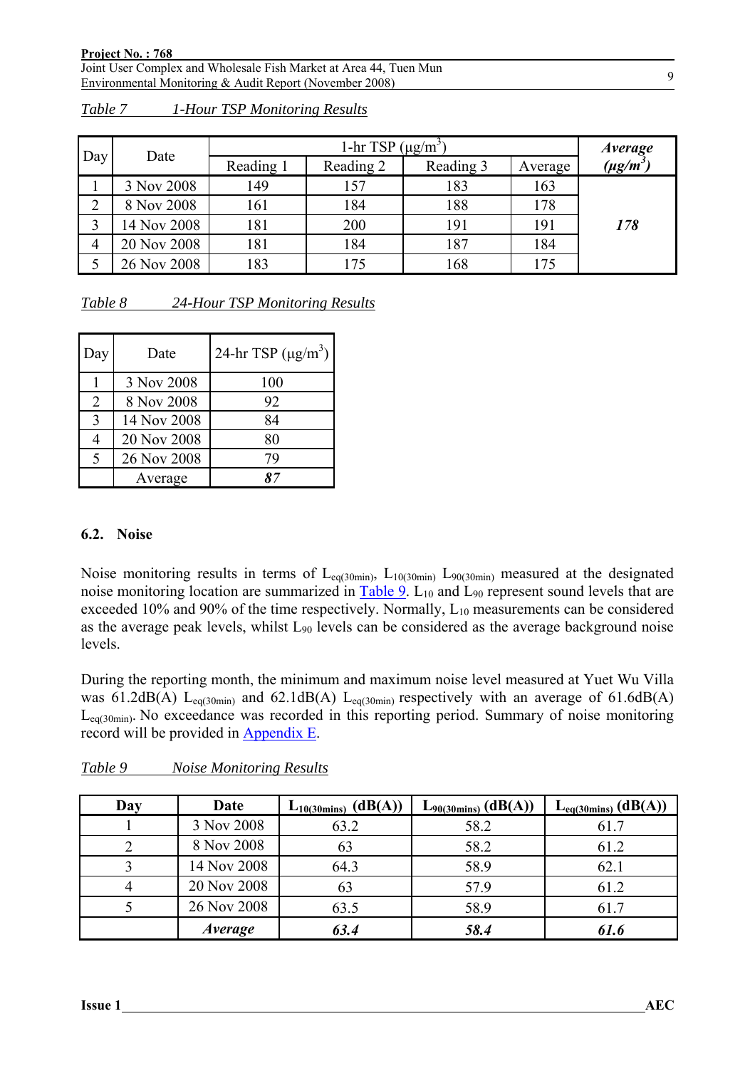*Table 7 1-Hour TSP Monitoring Results*

| Day | Date | 1-hr TSP (µg/m$^3$) | | | | ***Average (µg/m$^3$)*** |
|---|---|---|---|---|---|---|
| | | Reading 1 | Reading 2 | Reading 3 | Average | |
| 1 | 3 Nov 2008 | 149 | 157 | 183 | 163 | ***178*** |
| 2 | 8 Nov 2008 | 161 | 184 | 188 | 178 | |
| 3 | 14 Nov 2008 | 181 | 200 | 191 | 191 | |
| 4 | 20 Nov 2008 | 181 | 184 | 187 | 184 | |
| 5 | 26 Nov 2008 | 183 | 175 | 168 | 175 | |

*Table 8 24-Hour TSP Monitoring Results*

| Day | Date | 24-hr TSP (µg/m$^3$) |
|---|---|---|
| 1 | 3 Nov 2008 | 100 |
| 2 | 8 Nov 2008 | 92 |
| 3 | 14 Nov 2008 | 84 |
| 4 | 20 Nov 2008 | 80 |
| 5 | 26 Nov 2008 | 79 |
| | Average | ***87*** |

### 6.2. Noise

Noise monitoring results in terms of $L_{eq(30min)}$, $L_{10(30min)}$ $L_{90(30min)}$ measured at the designated noise monitoring location are summarized in Table 9. $L_{10}$ and $L_{90}$ represent sound levels that are exceeded 10% and 90% of the time respectively. Normally, $L_{10}$ measurements can be considered as the average peak levels, whilst $L_{90}$ levels can be considered as the average background noise levels.

During the reporting month, the minimum and maximum noise level measured at Yuet Wu Villa was 61.2dB(A) $L_{eq(30min)}$ and 62.1dB(A) $L_{eq(30min)}$ respectively with an average of 61.6dB(A) $L_{eq(30min)}$. No exceedance was recorded in this reporting period. Summary of noise monitoring record will be provided in Appendix E.

*Table 9 Noise Monitoring Results*

| **Day** | **Date** | **$L_{10(30mins)}$ (dB(A))** | **$L_{90(30mins)}$ (dB(A))** | **$L_{eq(30mins)}$ (dB(A))** |
|---|---|---|---|---|
| 1 | 3 Nov 2008 | 63.2 | 58.2 | 61.7 |
| 2 | 8 Nov 2008 | 63 | 58.2 | 61.2 |
| 3 | 14 Nov 2008 | 64.3 | 58.9 | 62.1 |
| 4 | 20 Nov 2008 | 63 | 57.9 | 61.2 |
| 5 | 26 Nov 2008 | 63.5 | 58.9 | 61.7 |
| | ***Average*** | ***63.4*** | ***58.4*** | ***61.6*** |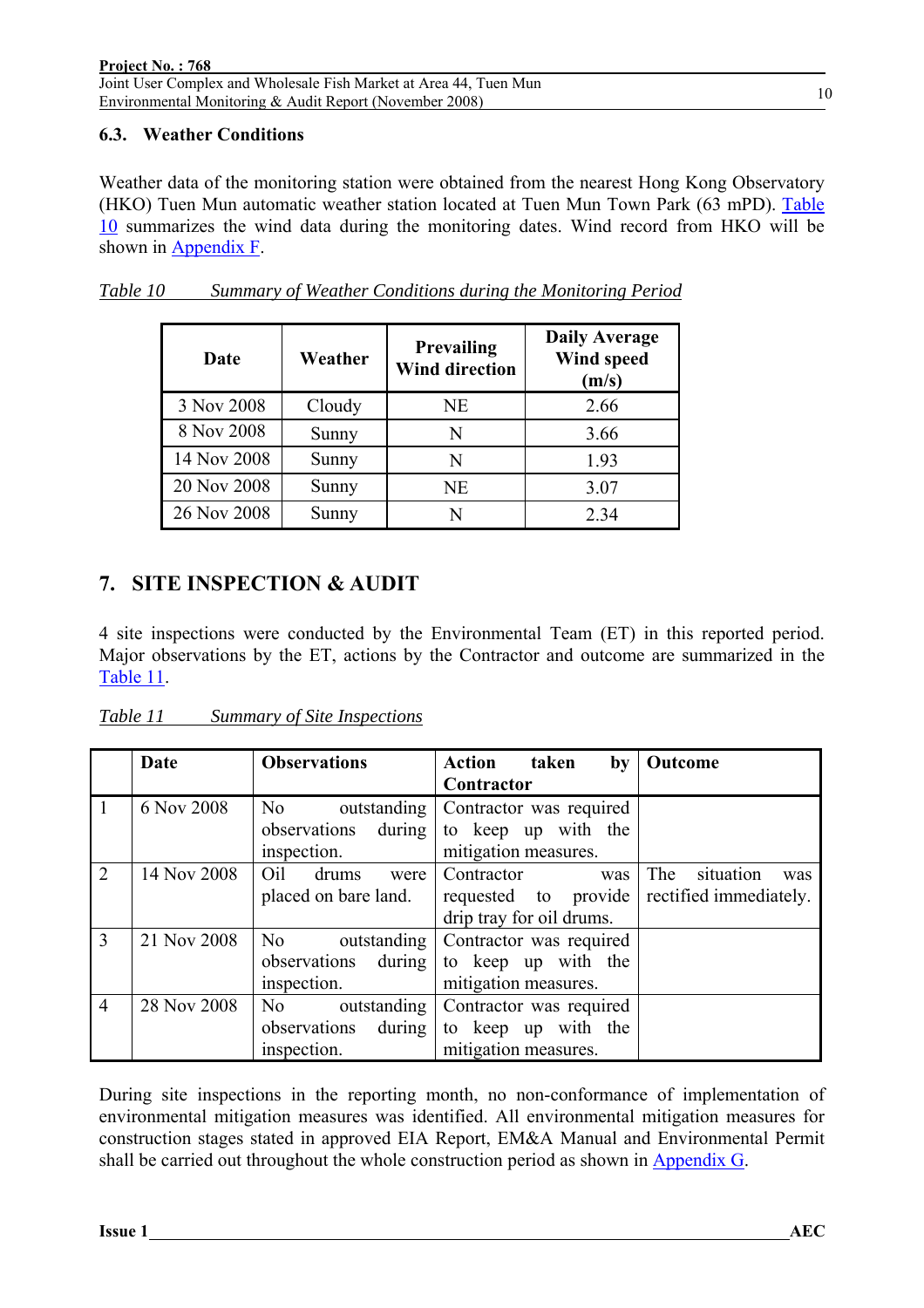### 6.3. Weather Conditions

Weather data of the monitoring station were obtained from the nearest Hong Kong Observatory (HKO) Tuen Mun automatic weather station located at Tuen Mun Town Park (63 mPD). Table 10 summarizes the wind data during the monitoring dates. Wind record from HKO will be shown in Appendix F.

*Table 10 Summary of Weather Conditions during the Monitoring Period*

| Date | Weather | Prevailing Wind direction | Daily Average Wind speed (m/s) |
|---|---|---|---|
| 3 Nov 2008 | Cloudy | NE | 2.66 |
| 8 Nov 2008 | Sunny | N | 3.66 |
| 14 Nov 2008 | Sunny | N | 1.93 |
| 20 Nov 2008 | Sunny | NE | 3.07 |
| 26 Nov 2008 | Sunny | N | 2.34 |

## 7. SITE INSPECTION & AUDIT

4 site inspections were conducted by the Environmental Team (ET) in this reported period. Major observations by the ET, actions by the Contractor and outcome are summarized in the Table 11.

*Table 11 Summary of Site Inspections*

| | Date | Observations | Action taken by Contractor | Outcome |
|---|---|---|---|---|
| 1 | 6 Nov 2008 | No outstanding observations during inspection. | Contractor was required to keep up with the mitigation measures. | |
| 2 | 14 Nov 2008 | Oil drums were placed on bare land. | Contractor was requested to provide drip tray for oil drums. | The situation was rectified immediately. |
| 3 | 21 Nov 2008 | No outstanding observations during inspection. | Contractor was required to keep up with the mitigation measures. | |
| 4 | 28 Nov 2008 | No outstanding observations during inspection. | Contractor was required to keep up with the mitigation measures. | |

During site inspections in the reporting month, no non-conformance of implementation of environmental mitigation measures was identified. All environmental mitigation measures for construction stages stated in approved EIA Report, EM&A Manual and Environmental Permit shall be carried out throughout the whole construction period as shown in Appendix G.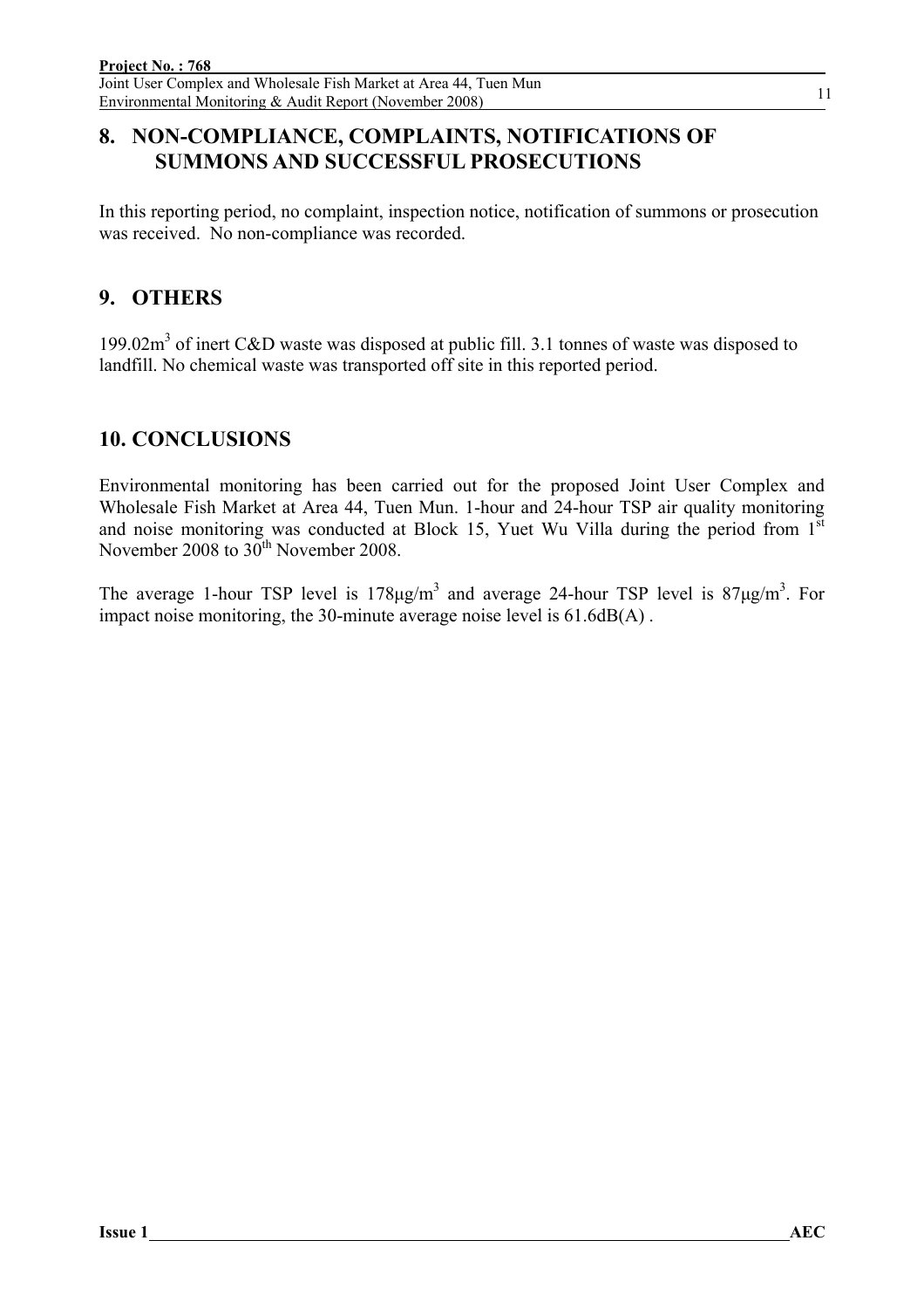## 8. NON-COMPLIANCE, COMPLAINTS, NOTIFICATIONS OF SUMMONS AND SUCCESSFUL PROSECUTIONS

In this reporting period, no complaint, inspection notice, notification of summons or prosecution was received. No non-compliance was recorded.

## 9. OTHERS

199.02m$^3$ of inert C&D waste was disposed at public fill. 3.1 tonnes of waste was disposed to landfill. No chemical waste was transported off site in this reported period.

## 10. CONCLUSIONS

Environmental monitoring has been carried out for the proposed Joint User Complex and Wholesale Fish Market at Area 44, Tuen Mun. 1-hour and 24-hour TSP air quality monitoring and noise monitoring was conducted at Block 15, Yuet Wu Villa during the period from 1$^{st}$ November 2008 to 30$^{th}$ November 2008.

The average 1-hour TSP level is 178μg/m$^3$ and average 24-hour TSP level is 87μg/m$^3$. For impact noise monitoring, the 30-minute average noise level is 61.6dB(A) .